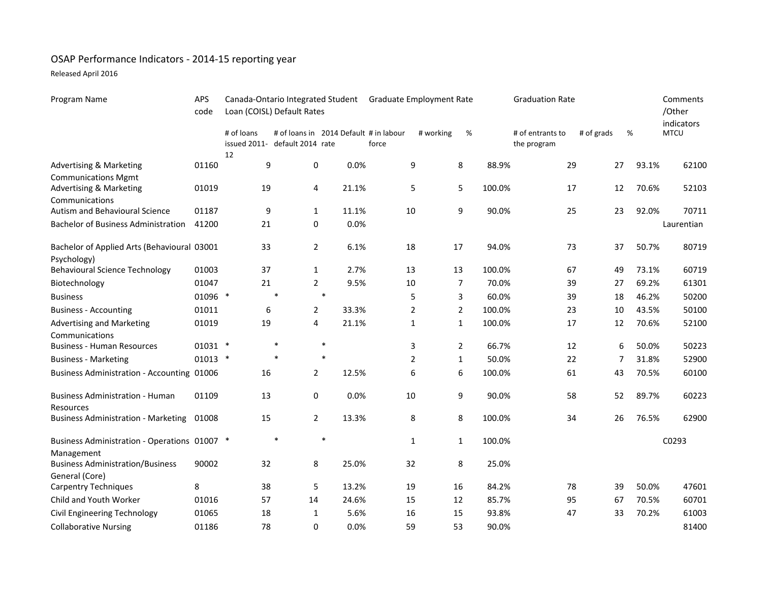# OSAP Performance Indicators - 2014-15 reporting year

Released April 2016

| Program Name | APS code | Canada-Ontario Integrated Student Loan (COISL) Default Rates | | | Graduate Employment Rate | | | Graduation Rate | | | Comments /Other indicators |
|---|---|---|---|---|---|---|---|---|---|---|---|
| | | # of loans issued 2011-12 | # of loans in default 2014 | 2014 Default rate | # in labour force | # working | % | # of entrants to the program | # of grads | % | MTCU |
| Advertising & Marketing Communications Mgmt | 01160 | 9 | 0 | 0.0% | 9 | 8 | 88.9% | 29 | 27 | 93.1% | 62100 |
| Advertising & Marketing Communications | 01019 | 19 | 4 | 21.1% | 5 | 5 | 100.0% | 17 | 12 | 70.6% | 52103 |
| Autism and Behavioural Science | 01187 | 9 | 1 | 11.1% | 10 | 9 | 90.0% | 25 | 23 | 92.0% | 70711 |
| Bachelor of Business Administration | 41200 | 21 | 0 | 0.0% | | | | | | | Laurentian |
| Bachelor of Applied Arts (Behavioural Psychology) | 03001 | 33 | 2 | 6.1% | 18 | 17 | 94.0% | 73 | 37 | 50.7% | 80719 |
| Behavioural Science Technology | 01003 | 37 | 1 | 2.7% | 13 | 13 | 100.0% | 67 | 49 | 73.1% | 60719 |
| Biotechnology | 01047 | 21 | 2 | 9.5% | 10 | 7 | 70.0% | 39 | 27 | 69.2% | 61301 |
| Business | 01096 | * | * | * | 5 | 3 | 60.0% | 39 | 18 | 46.2% | 50200 |
| Business - Accounting | 01011 | 6 | 2 | 33.3% | 2 | 2 | 100.0% | 23 | 10 | 43.5% | 50100 |
| Advertising and Marketing Communications | 01019 | 19 | 4 | 21.1% | 1 | 1 | 100.0% | 17 | 12 | 70.6% | 52100 |
| Business - Human Resources | 01031 | * | * | * | 3 | 2 | 66.7% | 12 | 6 | 50.0% | 50223 |
| Business - Marketing | 01013 | * | * | * | 2 | 1 | 50.0% | 22 | 7 | 31.8% | 52900 |
| Business Administration - Accounting | 01006 | 16 | 2 | 12.5% | 6 | 6 | 100.0% | 61 | 43 | 70.5% | 60100 |
| Business Administration - Human Resources | 01109 | 13 | 0 | 0.0% | 10 | 9 | 90.0% | 58 | 52 | 89.7% | 60223 |
| Business Administration - Marketing | 01008 | 15 | 2 | 13.3% | 8 | 8 | 100.0% | 34 | 26 | 76.5% | 62900 |
| Business Administration - Operations Management | 01007 | * | * | * | 1 | 1 | 100.0% | | | | C0293 |
| Business Administration/Business General (Core) | 90002 | 32 | 8 | 25.0% | 32 | 8 | 25.0% | | | | |
| Carpentry Techniques | 8 | 38 | 5 | 13.2% | 19 | 16 | 84.2% | 78 | 39 | 50.0% | 47601 |
| Child and Youth Worker | 01016 | 57 | 14 | 24.6% | 15 | 12 | 85.7% | 95 | 67 | 70.5% | 60701 |
| Civil Engineering Technology | 01065 | 18 | 1 | 5.6% | 16 | 15 | 93.8% | 47 | 33 | 70.2% | 61003 |
| Collaborative Nursing | 01186 | 78 | 0 | 0.0% | 59 | 53 | 90.0% | | | | 81400 |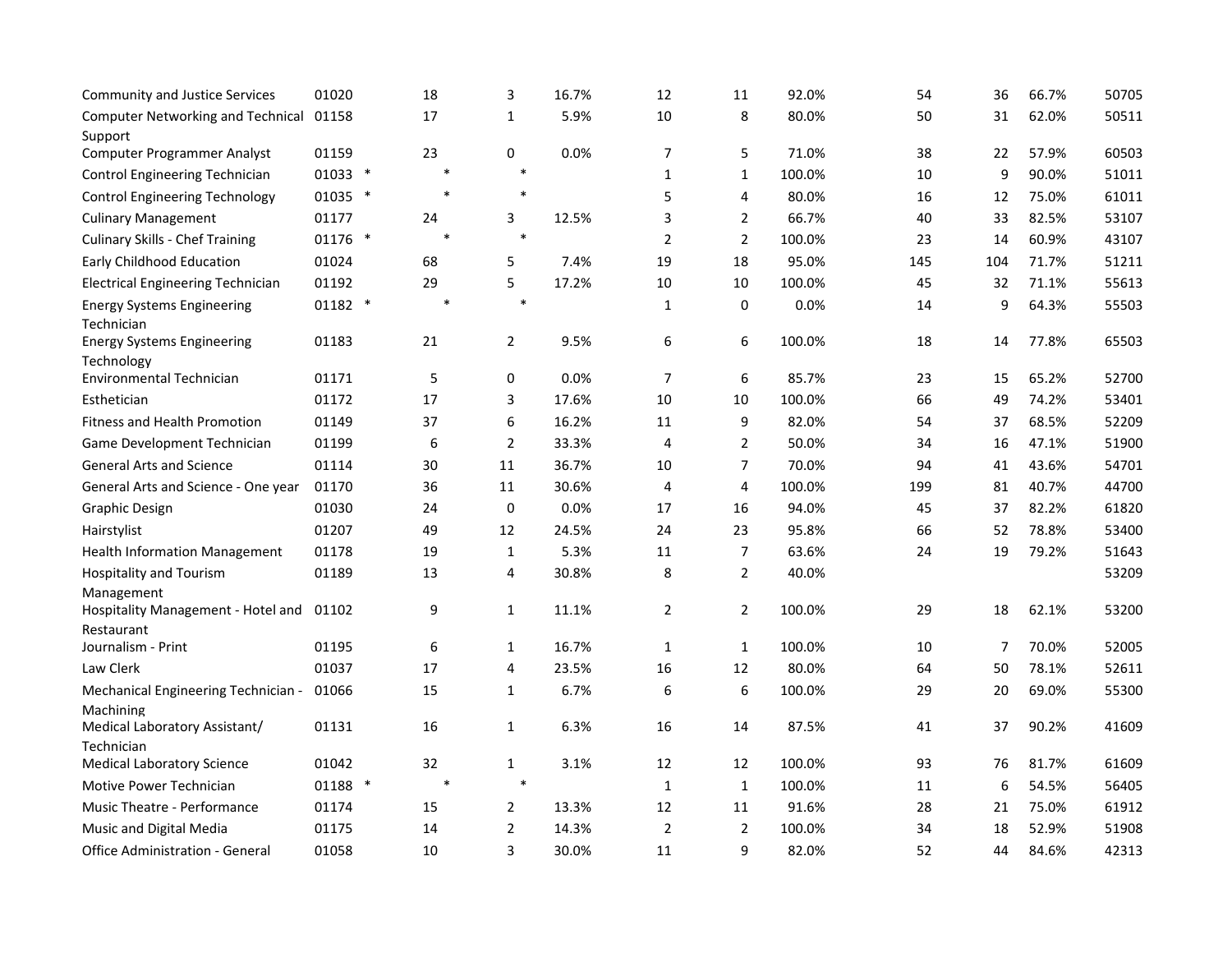| | | | | | | | | | | | | |
|---|---|---|---|---|---|---|---|---|---|---|---|---|
| Community and Justice Services | 01020 | | 18 | 3 | 16.7% | 12 | 11 | 92.0% | 54 | 36 | 66.7% | 50705 |
| Computer Networking and Technical Support | 01158 | | 17 | 1 | 5.9% | 10 | 8 | 80.0% | 50 | 31 | 62.0% | 50511 |
| Computer Programmer Analyst | 01159 | | 23 | 0 | 0.0% | 7 | 5 | 71.0% | 38 | 22 | 57.9% | 60503 |
| Control Engineering Technician | 01033 | * | * | * | | 1 | 1 | 100.0% | 10 | 9 | 90.0% | 51011 |
| Control Engineering Technology | 01035 | * | * | * | | 5 | 4 | 80.0% | 16 | 12 | 75.0% | 61011 |
| Culinary Management | 01177 | | 24 | 3 | 12.5% | 3 | 2 | 66.7% | 40 | 33 | 82.5% | 53107 |
| Culinary Skills - Chef Training | 01176 | * | * | * | | 2 | 2 | 100.0% | 23 | 14 | 60.9% | 43107 |
| Early Childhood Education | 01024 | | 68 | 5 | 7.4% | 19 | 18 | 95.0% | 145 | 104 | 71.7% | 51211 |
| Electrical Engineering Technician | 01192 | | 29 | 5 | 17.2% | 10 | 10 | 100.0% | 45 | 32 | 71.1% | 55613 |
| Energy Systems Engineering Technician | 01182 | * | * | * | | 1 | 0 | 0.0% | 14 | 9 | 64.3% | 55503 |
| Energy Systems Engineering Technology | 01183 | | 21 | 2 | 9.5% | 6 | 6 | 100.0% | 18 | 14 | 77.8% | 65503 |
| Environmental Technician | 01171 | | 5 | 0 | 0.0% | 7 | 6 | 85.7% | 23 | 15 | 65.2% | 52700 |
| Esthetician | 01172 | | 17 | 3 | 17.6% | 10 | 10 | 100.0% | 66 | 49 | 74.2% | 53401 |
| Fitness and Health Promotion | 01149 | | 37 | 6 | 16.2% | 11 | 9 | 82.0% | 54 | 37 | 68.5% | 52209 |
| Game Development Technician | 01199 | | 6 | 2 | 33.3% | 4 | 2 | 50.0% | 34 | 16 | 47.1% | 51900 |
| General Arts and Science | 01114 | | 30 | 11 | 36.7% | 10 | 7 | 70.0% | 94 | 41 | 43.6% | 54701 |
| General Arts and Science - One year | 01170 | | 36 | 11 | 30.6% | 4 | 4 | 100.0% | 199 | 81 | 40.7% | 44700 |
| Graphic Design | 01030 | | 24 | 0 | 0.0% | 17 | 16 | 94.0% | 45 | 37 | 82.2% | 61820 |
| Hairstylist | 01207 | | 49 | 12 | 24.5% | 24 | 23 | 95.8% | 66 | 52 | 78.8% | 53400 |
| Health Information Management | 01178 | | 19 | 1 | 5.3% | 11 | 7 | 63.6% | 24 | 19 | 79.2% | 51643 |
| Hospitality and Tourism Management | 01189 | | 13 | 4 | 30.8% | 8 | 2 | 40.0% | | | | 53209 |
| Hospitality Management - Hotel and Restaurant | 01102 | | 9 | 1 | 11.1% | 2 | 2 | 100.0% | 29 | 18 | 62.1% | 53200 |
| Journalism - Print | 01195 | | 6 | 1 | 16.7% | 1 | 1 | 100.0% | 10 | 7 | 70.0% | 52005 |
| Law Clerk | 01037 | | 17 | 4 | 23.5% | 16 | 12 | 80.0% | 64 | 50 | 78.1% | 52611 |
| Mechanical Engineering Technician - Machining | 01066 | | 15 | 1 | 6.7% | 6 | 6 | 100.0% | 29 | 20 | 69.0% | 55300 |
| Medical Laboratory Assistant/ Technician | 01131 | | 16 | 1 | 6.3% | 16 | 14 | 87.5% | 41 | 37 | 90.2% | 41609 |
| Medical Laboratory Science | 01042 | | 32 | 1 | 3.1% | 12 | 12 | 100.0% | 93 | 76 | 81.7% | 61609 |
| Motive Power Technician | 01188 | * | * | * | | 1 | 1 | 100.0% | 11 | 6 | 54.5% | 56405 |
| Music Theatre - Performance | 01174 | | 15 | 2 | 13.3% | 12 | 11 | 91.6% | 28 | 21 | 75.0% | 61912 |
| Music and Digital Media | 01175 | | 14 | 2 | 14.3% | 2 | 2 | 100.0% | 34 | 18 | 52.9% | 51908 |
| Office Administration - General | 01058 | | 10 | 3 | 30.0% | 11 | 9 | 82.0% | 52 | 44 | 84.6% | 42313 |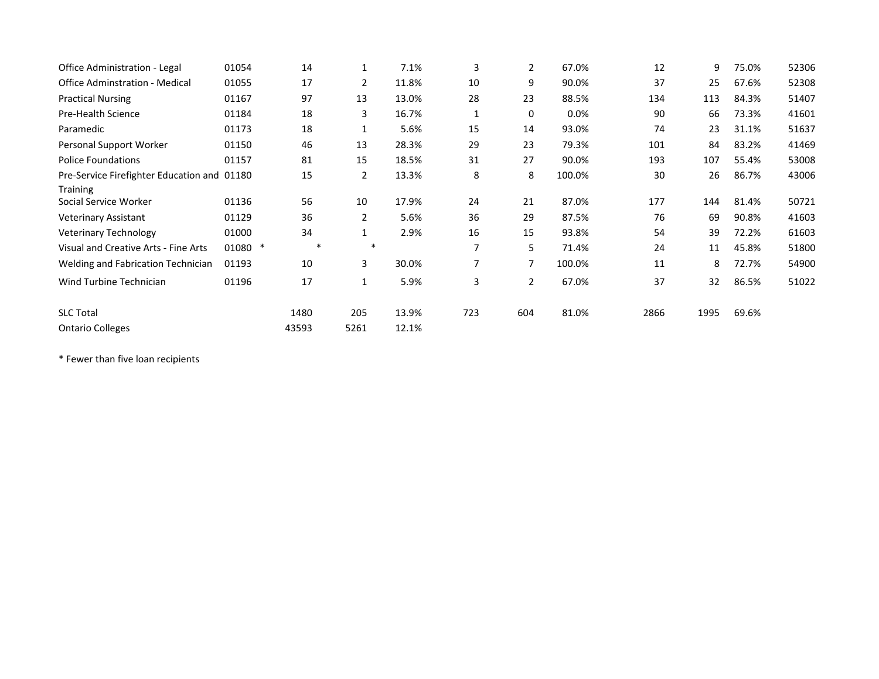| | | | | | | | | | | | |
|---|---|---|---|---|---|---|---|---|---|---|---|
| Office Administration - Legal | 01054 | 14 | 1 | 7.1% | 3 | 2 | 67.0% | 12 | 9 | 75.0% | 52306 |
| Office Adminstration - Medical | 01055 | 17 | 2 | 11.8% | 10 | 9 | 90.0% | 37 | 25 | 67.6% | 52308 |
| Practical Nursing | 01167 | 97 | 13 | 13.0% | 28 | 23 | 88.5% | 134 | 113 | 84.3% | 51407 |
| Pre-Health Science | 01184 | 18 | 3 | 16.7% | 1 | 0 | 0.0% | 90 | 66 | 73.3% | 41601 |
| Paramedic | 01173 | 18 | 1 | 5.6% | 15 | 14 | 93.0% | 74 | 23 | 31.1% | 51637 |
| Personal Support Worker | 01150 | 46 | 13 | 28.3% | 29 | 23 | 79.3% | 101 | 84 | 83.2% | 41469 |
| Police Foundations | 01157 | 81 | 15 | 18.5% | 31 | 27 | 90.0% | 193 | 107 | 55.4% | 53008 |
| Pre-Service Firefighter Education and Training | 01180 | 15 | 2 | 13.3% | 8 | 8 | 100.0% | 30 | 26 | 86.7% | 43006 |
| Social Service Worker | 01136 | 56 | 10 | 17.9% | 24 | 21 | 87.0% | 177 | 144 | 81.4% | 50721 |
| Veterinary Assistant | 01129 | 36 | 2 | 5.6% | 36 | 29 | 87.5% | 76 | 69 | 90.8% | 41603 |
| Veterinary Technology | 01000 | 34 | 1 | 2.9% | 16 | 15 | 93.8% | 54 | 39 | 72.2% | 61603 |
| Visual and Creative Arts - Fine Arts | 01080 * | * | * | | 7 | 5 | 71.4% | 24 | 11 | 45.8% | 51800 |
| Welding and Fabrication Technician | 01193 | 10 | 3 | 30.0% | 7 | 7 | 100.0% | 11 | 8 | 72.7% | 54900 |
| Wind Turbine Technician | 01196 | 17 | 1 | 5.9% | 3 | 2 | 67.0% | 37 | 32 | 86.5% | 51022 |
| | | | | | | | | | | | |
| SLC Total | | 1480 | 205 | 13.9% | 723 | 604 | 81.0% | 2866 | 1995 | 69.6% | |
| Ontario Colleges | | 43593 | 5261 | 12.1% | | | | | | | |

* Fewer than five loan recipients